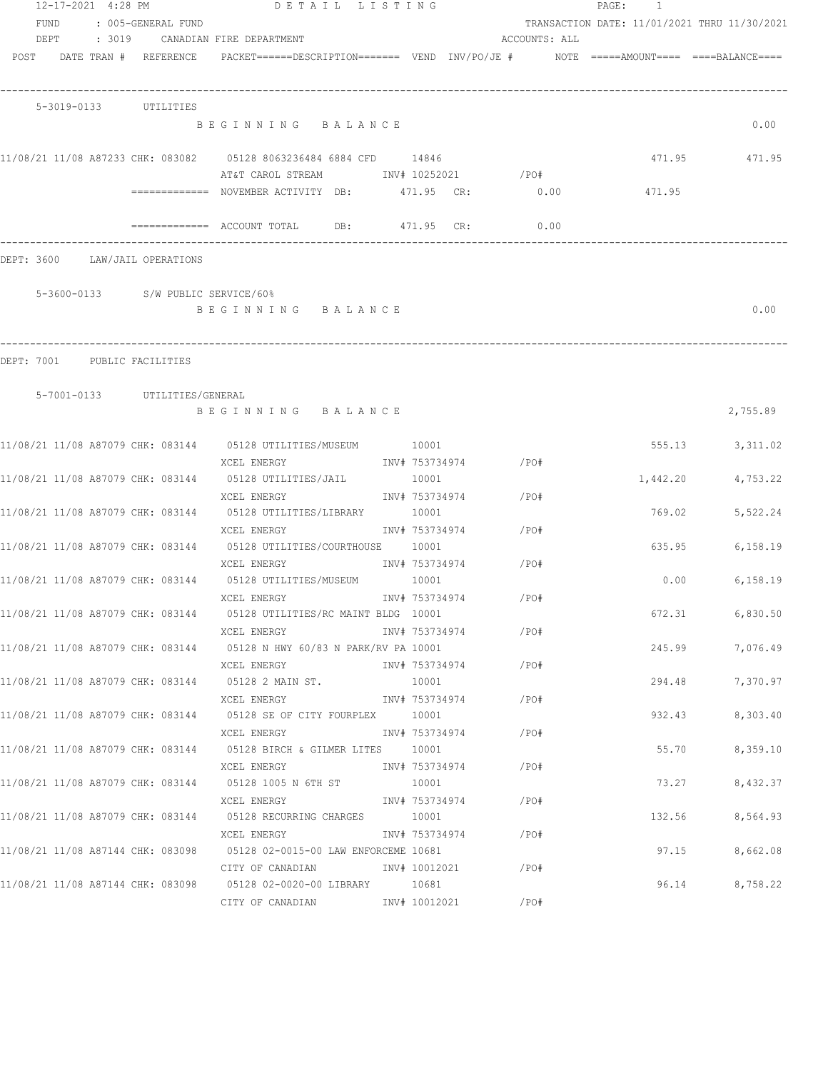12-17-2021 4:28 PM DETAIL LISTING PAGE: 1

FUND : 005-GENERAL FUND TRANSACTION DATE: 11/01/2021 THRU 11/30/2021

DEPT : 3019 CANADIAN FIRE DEPARTMENT ACCOUNTS: ALL

| POST | DATE | TRAN # | REFERENCE | PACKET | DESCRIPTION | VEND | INV/PO/JE # | NOTE | AMOUNT | BALANCE |
|---|---|---|---|---|---|---|---|---|---|---|

## 5-3019-0133 UTILITIES

BEGINNING BALANCE 0.00

| POST | DATE | TRAN # | REFERENCE | PACKET | DESCRIPTION | VEND | INV/PO/JE # | NOTE | AMOUNT | BALANCE |
|---|---|---|---|---|---|---|---|---|---|---|
| 11/08/21 | 11/08 | A87233 | CHK: 083082 | 05128 | 8063236484 6884 CFD / AT&T CAROL STREAM | 14846 | INV# 10252021 /PO# | | 471.95 | 471.95 |

============= NOVEMBER ACTIVITY DB: 471.95 CR: 0.00 471.95

============= ACCOUNT TOTAL DB: 471.95 CR: 0.00

## DEPT: 3600 LAW/JAIL OPERATIONS

### 5-3600-0133 S/W PUBLIC SERVICE/60%

BEGINNING BALANCE 0.00

## DEPT: 7001 PUBLIC FACILITIES

### 5-7001-0133 UTILITIES/GENERAL

BEGINNING BALANCE 2,755.89

| POST | DATE | TRAN # | REFERENCE | PACKET | DESCRIPTION | VEND | INV/PO/JE # | NOTE | AMOUNT | BALANCE |
|---|---|---|---|---|---|---|---|---|---|---|
| 11/08/21 | 11/08 | A87079 | CHK: 083144 | 05128 | UTILITIES/MUSEUM / XCEL ENERGY | 10001 | INV# 753734974 /PO# | | 555.13 | 3,311.02 |
| 11/08/21 | 11/08 | A87079 | CHK: 083144 | 05128 | UTILITIES/JAIL / XCEL ENERGY | 10001 | INV# 753734974 /PO# | | 1,442.20 | 4,753.22 |
| 11/08/21 | 11/08 | A87079 | CHK: 083144 | 05128 | UTILITIES/LIBRARY / XCEL ENERGY | 10001 | INV# 753734974 /PO# | | 769.02 | 5,522.24 |
| 11/08/21 | 11/08 | A87079 | CHK: 083144 | 05128 | UTILITIES/COURTHOUSE / XCEL ENERGY | 10001 | INV# 753734974 /PO# | | 635.95 | 6,158.19 |
| 11/08/21 | 11/08 | A87079 | CHK: 083144 | 05128 | UTILITIES/MUSEUM / XCEL ENERGY | 10001 | INV# 753734974 /PO# | | 0.00 | 6,158.19 |
| 11/08/21 | 11/08 | A87079 | CHK: 083144 | 05128 | UTILITIES/RC MAINT BLDG / XCEL ENERGY | 10001 | INV# 753734974 /PO# | | 672.31 | 6,830.50 |
| 11/08/21 | 11/08 | A87079 | CHK: 083144 | 05128 | N HWY 60/83 N PARK/RV PA / XCEL ENERGY | 10001 | INV# 753734974 /PO# | | 245.99 | 7,076.49 |
| 11/08/21 | 11/08 | A87079 | CHK: 083144 | 05128 | 2 MAIN ST. / XCEL ENERGY | 10001 | INV# 753734974 /PO# | | 294.48 | 7,370.97 |
| 11/08/21 | 11/08 | A87079 | CHK: 083144 | 05128 | SE OF CITY FOURPLEX / XCEL ENERGY | 10001 | INV# 753734974 /PO# | | 932.43 | 8,303.40 |
| 11/08/21 | 11/08 | A87079 | CHK: 083144 | 05128 | BIRCH & GILMER LITES / XCEL ENERGY | 10001 | INV# 753734974 /PO# | | 55.70 | 8,359.10 |
| 11/08/21 | 11/08 | A87079 | CHK: 083144 | 05128 | 1005 N 6TH ST / XCEL ENERGY | 10001 | INV# 753734974 /PO# | | 73.27 | 8,432.37 |
| 11/08/21 | 11/08 | A87079 | CHK: 083144 | 05128 | RECURRING CHARGES / XCEL ENERGY | 10001 | INV# 753734974 /PO# | | 132.56 | 8,564.93 |
| 11/08/21 | 11/08 | A87144 | CHK: 083098 | 05128 | 02-0015-00 LAW ENFORCEME / CITY OF CANADIAN | 10681 | INV# 10012021 /PO# | | 97.15 | 8,662.08 |
| 11/08/21 | 11/08 | A87144 | CHK: 083098 | 05128 | 02-0020-00 LIBRARY / CITY OF CANADIAN | 10681 | INV# 10012021 /PO# | | 96.14 | 8,758.22 |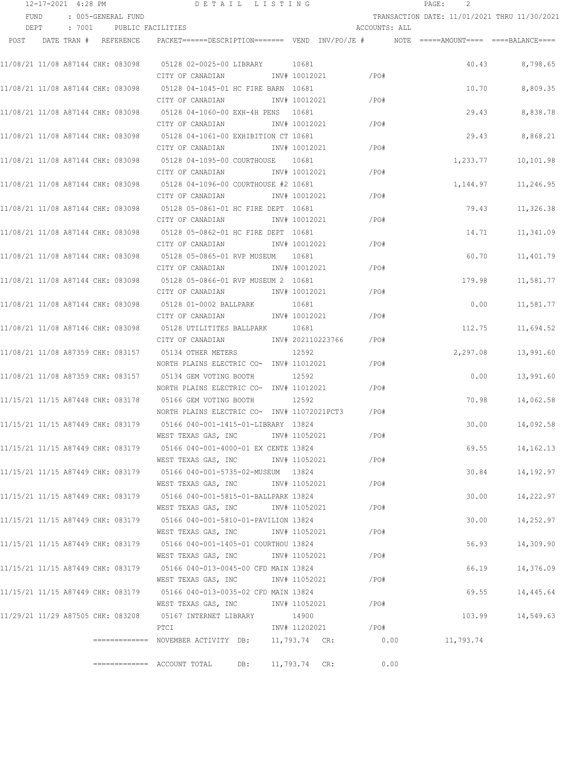12-17-2021 4:28 PM DETAIL LISTING

FUND : 005-GENERAL FUND — TRANSACTION DATE: 11/01/2021 THRU 11/30/2021

DEPT : 7001 PUBLIC FACILITIES — ACCOUNTS: ALL

| POST | DATE | TRAN # | REFERENCE | PACKET======DESCRIPTION======= | VEND | INV/PO/JE # | NOTE | =====AMOUNT==== | ====BALANCE==== |
|---|---|---|---|---|---|---|---|---|---|
| 11/08/21 | 11/08 | A87144 | CHK: 083098 | 05128 02-0025-00 LIBRARY<br>CITY OF CANADIAN | 10681 | INV# 10012021 /PO# | | 40.43 | 8,798.65 |
| 11/08/21 | 11/08 | A87144 | CHK: 083098 | 05128 04-1045-01 HC FIRE BARN<br>CITY OF CANADIAN | 10681 | INV# 10012021 /PO# | | 10.70 | 8,809.35 |
| 11/08/21 | 11/08 | A87144 | CHK: 083098 | 05128 04-1060-00 EXH-4H PENS<br>CITY OF CANADIAN | 10681 | INV# 10012021 /PO# | | 29.43 | 8,838.78 |
| 11/08/21 | 11/08 | A87144 | CHK: 083098 | 05128 04-1061-00 EXHIBITION CT<br>CITY OF CANADIAN | 10681 | INV# 10012021 /PO# | | 29.43 | 8,868.21 |
| 11/08/21 | 11/08 | A87144 | CHK: 083098 | 05128 04-1095-00 COURTHOUSE<br>CITY OF CANADIAN | 10681 | INV# 10012021 /PO# | | 1,233.77 | 10,101.98 |
| 11/08/21 | 11/08 | A87144 | CHK: 083098 | 05128 04-1096-00 COURTHOUSE #2<br>CITY OF CANADIAN | 10681 | INV# 10012021 /PO# | | 1,144.97 | 11,246.95 |
| 11/08/21 | 11/08 | A87144 | CHK: 083098 | 05128 05-0861-01 HC FIRE DEPT<br>CITY OF CANADIAN | 10681 | INV# 10012021 /PO# | | 79.43 | 11,326.38 |
| 11/08/21 | 11/08 | A87144 | CHK: 083098 | 05128 05-0862-01 HC FIRE DEPT<br>CITY OF CANADIAN | 10681 | INV# 10012021 /PO# | | 14.71 | 11,341.09 |
| 11/08/21 | 11/08 | A87144 | CHK: 083098 | 05128 05-0865-01 RVP MUSEUM<br>CITY OF CANADIAN | 10681 | INV# 10012021 /PO# | | 60.70 | 11,401.79 |
| 11/08/21 | 11/08 | A87144 | CHK: 083098 | 05128 05-0866-01 RVP MUSEUM 2<br>CITY OF CANADIAN | 10681 | INV# 10012021 /PO# | | 179.98 | 11,581.77 |
| 11/08/21 | 11/08 | A87144 | CHK: 083098 | 05128 01-0002 BALLPARK<br>CITY OF CANADIAN | 10681 | INV# 10012021 /PO# | | 0.00 | 11,581.77 |
| 11/08/21 | 11/08 | A87146 | CHK: 083098 | 05128 UTILITITES BALLPARK<br>CITY OF CANADIAN | 10681 | INV# 202110223766 /PO# | | 112.75 | 11,694.52 |
| 11/08/21 | 11/08 | A87359 | CHK: 083157 | 05134 OTHER METERS<br>NORTH PLAINS ELECTRIC CO- | 12592 | INV# 11012021 /PO# | | 2,297.08 | 13,991.60 |
| 11/08/21 | 11/08 | A87359 | CHK: 083157 | 05134 GEM VOTING BOOTH<br>NORTH PLAINS ELECTRIC CO- | 12592 | INV# 11012021 /PO# | | 0.00 | 13,991.60 |
| 11/15/21 | 11/15 | A87448 | CHK: 083178 | 05166 GEM VOTING BOOTH<br>NORTH PLAINS ELECTRIC CO- | 12592 | INV# 11072021PCT3 /PO# | | 70.98 | 14,062.58 |
| 11/15/21 | 11/15 | A87449 | CHK: 083179 | 05166 040-001-1415-01-LIBRARY<br>WEST TEXAS GAS, INC | 13824 | INV# 11052021 /PO# | | 30.00 | 14,092.58 |
| 11/15/21 | 11/15 | A87449 | CHK: 083179 | 05166 040-001-4000-01 EX CENTE<br>WEST TEXAS GAS, INC | 13824 | INV# 11052021 /PO# | | 69.55 | 14,162.13 |
| 11/15/21 | 11/15 | A87449 | CHK: 083179 | 05166 040-001-5735-02-MUSEUM<br>WEST TEXAS GAS, INC | 13824 | INV# 11052021 /PO# | | 30.84 | 14,192.97 |
| 11/15/21 | 11/15 | A87449 | CHK: 083179 | 05166 040-001-5815-01-BALLPARK<br>WEST TEXAS GAS, INC | 13824 | INV# 11052021 /PO# | | 30.00 | 14,222.97 |
| 11/15/21 | 11/15 | A87449 | CHK: 083179 | 05166 040-001-5810-01-PAVILION<br>WEST TEXAS GAS, INC | 13824 | INV# 11052021 /PO# | | 30.00 | 14,252.97 |
| 11/15/21 | 11/15 | A87449 | CHK: 083179 | 05166 040-001-1405-01 COURTHOU<br>WEST TEXAS GAS, INC | 13824 | INV# 11052021 /PO# | | 56.93 | 14,309.90 |
| 11/15/21 | 11/15 | A87449 | CHK: 083179 | 05166 040-013-0045-00 CFD MAIN<br>WEST TEXAS GAS, INC | 13824 | INV# 11052021 /PO# | | 66.19 | 14,376.09 |
| 11/15/21 | 11/15 | A87449 | CHK: 083179 | 05166 040-013-0035-02 CFD MAIN<br>WEST TEXAS GAS, INC | 13824 | INV# 11052021 /PO# | | 69.55 | 14,445.64 |
| 11/29/21 | 11/29 | A87505 | CHK: 083208 | 05167 INTERNET LIBRARY<br>PTCI | 14900 | INV# 11202021 /PO# | | 103.99 | 14,549.63 |

============= NOVEMBER ACTIVITY DB: 11,793.74 CR: 0.00 11,793.74

============= ACCOUNT TOTAL DB: 11,793.74 CR: 0.00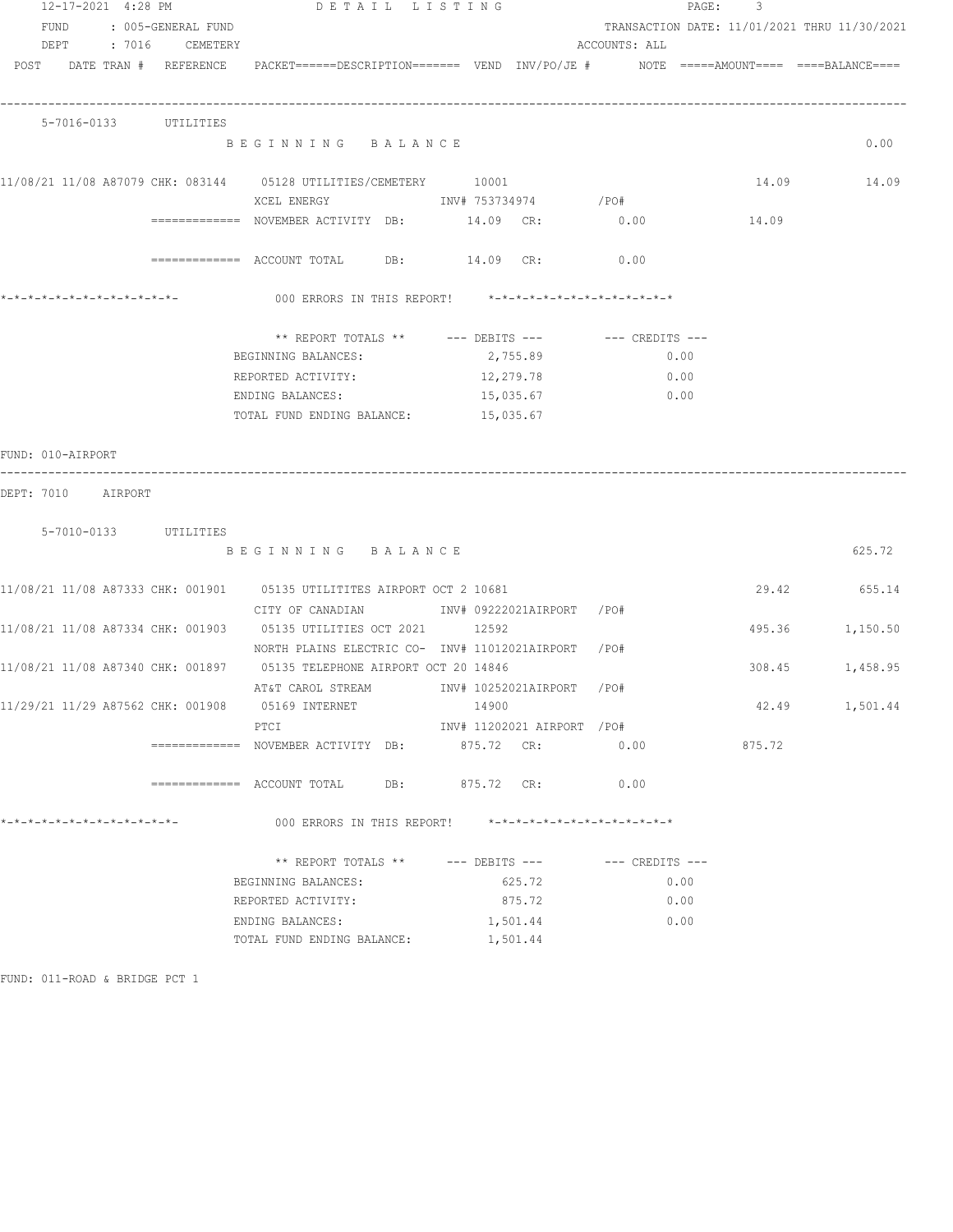12-17-2021 4:28 PM　　DETAIL LISTING

FUND : 005-GENERAL FUND　　TRANSACTION DATE: 11/01/2021 THRU 11/30/2021

DEPT : 7016 CEMETERY　　ACCOUNTS: ALL

POST DATE TRAN # REFERENCE PACKET======DESCRIPTION======= VEND INV/PO/JE # NOTE =====AMOUNT==== ====BALANCE====

5-7016-0133 UTILITIES

| POST | DATE | TRAN # | REFERENCE | PACKET | DESCRIPTION | VEND | INV/PO/JE # | AMOUNT | BALANCE |
|---|---|---|---|---|---|---|---|---|---|
| | | | | | BEGINNING BALANCE | | | | 0.00 |
| 11/08/21 | 11/08 | A87079 | CHK: 083144 | 05128 | UTILITIES/CEMETERY<br>XCEL ENERGY | 10001 | INV# 753734974 /PO# | 14.09 | 14.09 |

============= NOVEMBER ACTIVITY DB: 14.09 CR: 0.00　　14.09

============= ACCOUNT TOTAL DB: 14.09 CR: 0.00

*-*-*-*-*-*-*-*-*-*-*-*-*- 000 ERRORS IN THIS REPORT! *-*-*-*-*-*-*-*-*-*-*-*-*-*

| ** REPORT TOTALS ** | --- DEBITS --- | --- CREDITS --- |
|---|---|---|
| BEGINNING BALANCES: | 2,755.89 | 0.00 |
| REPORTED ACTIVITY: | 12,279.78 | 0.00 |
| ENDING BALANCES: | 15,035.67 | 0.00 |
| TOTAL FUND ENDING BALANCE: | 15,035.67 | |

FUND: 010-AIRPORT

DEPT: 7010 AIRPORT

5-7010-0133 UTILITIES

| POST | DATE | TRAN # | REFERENCE | PACKET | DESCRIPTION | VEND | INV/PO/JE # | AMOUNT | BALANCE |
|---|---|---|---|---|---|---|---|---|---|
| | | | | | BEGINNING BALANCE | | | | 625.72 |
| 11/08/21 | 11/08 | A87333 | CHK: 001901 | 05135 | UTILITITES AIRPORT OCT 2<br>CITY OF CANADIAN | 10681 | INV# 09222021AIRPORT /PO# | 29.42 | 655.14 |
| 11/08/21 | 11/08 | A87334 | CHK: 001903 | 05135 | UTILITIES OCT 2021<br>NORTH PLAINS ELECTRIC CO- | 12592 | INV# 11012021AIRPORT /PO# | 495.36 | 1,150.50 |
| 11/08/21 | 11/08 | A87340 | CHK: 001897 | 05135 | TELEPHONE AIRPORT OCT 20<br>AT&T CAROL STREAM | 14846 | INV# 10252021AIRPORT /PO# | 308.45 | 1,458.95 |
| 11/29/21 | 11/29 | A87562 | CHK: 001908 | 05169 | INTERNET<br>PTCI | 14900 | INV# 11202021 AIRPORT /PO# | 42.49 | 1,501.44 |

============= NOVEMBER ACTIVITY DB: 875.72 CR: 0.00　　875.72

============= ACCOUNT TOTAL DB: 875.72 CR: 0.00

*-*-*-*-*-*-*-*-*-*-*-*-*- 000 ERRORS IN THIS REPORT! *-*-*-*-*-*-*-*-*-*-*-*-*-*

| ** REPORT TOTALS ** | --- DEBITS --- | --- CREDITS --- |
|---|---|---|
| BEGINNING BALANCES: | 625.72 | 0.00 |
| REPORTED ACTIVITY: | 875.72 | 0.00 |
| ENDING BALANCES: | 1,501.44 | 0.00 |
| TOTAL FUND ENDING BALANCE: | 1,501.44 | |

FUND: 011-ROAD & BRIDGE PCT 1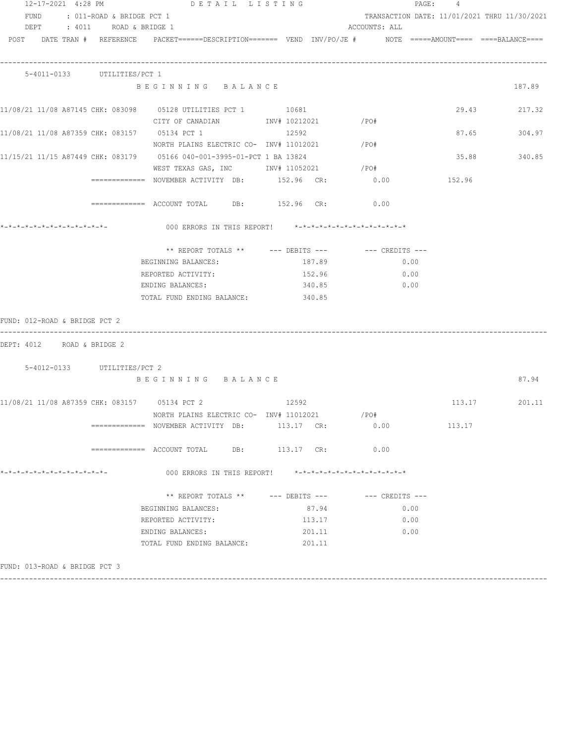FUND : 011-ROAD & BRIDGE PCT 1 TRANSACTION DATE: 11/01/2021 THRU 11/30/2021

DEPT : 4011 ROAD & BRIDGE 1 ACCOUNTS: ALL

| POST | DATE TRAN # | REFERENCE | PACKET======DESCRIPTION======= | VEND | INV/PO/JE # | NOTE | =====AMOUNT==== | ====BALANCE==== |
|---|---|---|---|---|---|---|---|---|

**5-4011-0133 UTILITIES/PCT 1**

B E G I N N I N G B A L A N C E 187.89

| POST | DATE TRAN # | REFERENCE | PACKET/DESCRIPTION | VEND | INV/PO/JE # | NOTE | AMOUNT | BALANCE |
|---|---|---|---|---|---|---|---|---|
| 11/08/21 | 11/08 A87145 | CHK: 083098 | 05128 UTILITIES PCT 1 | 10681 | | | 29.43 | 217.32 |
| | | | CITY OF CANADIAN | | INV# 10212021 | /PO# | | |
| 11/08/21 | 11/08 A87359 | CHK: 083157 | 05134 PCT 1 | 12592 | | | 87.65 | 304.97 |
| | | | NORTH PLAINS ELECTRIC CO- | | INV# 11012021 | /PO# | | |
| 11/15/21 | 11/15 A87449 | CHK: 083179 | 05166 040-001-3995-01-PCT 1 BA | 13824 | | | 35.88 | 340.85 |
| | | | WEST TEXAS GAS, INC | | INV# 11052021 | /PO# | | |

============= NOVEMBER ACTIVITY DB: 152.96 CR: 0.00 152.96

============= ACCOUNT TOTAL DB: 152.96 CR: 0.00

*-*-*-*-*-*-*-*-*-*-*-*-*-*- 000 ERRORS IN THIS REPORT! *-*-*-*-*-*-*-*-*-*-*-*-*-*-*

| ** REPORT TOTALS ** | --- DEBITS --- | --- CREDITS --- |
|---|---|---|
| BEGINNING BALANCES: | 187.89 | 0.00 |
| REPORTED ACTIVITY: | 152.96 | 0.00 |
| ENDING BALANCES: | 340.85 | 0.00 |
| TOTAL FUND ENDING BALANCE: | 340.85 | |

FUND: 012-ROAD & BRIDGE PCT 2

DEPT: 4012 ROAD & BRIDGE 2

**5-4012-0133 UTILITIES/PCT 2**

B E G I N N I N G B A L A N C E 87.94

| POST | DATE TRAN # | REFERENCE | PACKET/DESCRIPTION | VEND | INV/PO/JE # | NOTE | AMOUNT | BALANCE |
|---|---|---|---|---|---|---|---|---|
| 11/08/21 | 11/08 A87359 | CHK: 083157 | 05134 PCT 2 | 12592 | | | 113.17 | 201.11 |
| | | | NORTH PLAINS ELECTRIC CO- | | INV# 11012021 | /PO# | | |

============= NOVEMBER ACTIVITY DB: 113.17 CR: 0.00 113.17

============= ACCOUNT TOTAL DB: 113.17 CR: 0.00

*-*-*-*-*-*-*-*-*-*-*-*-*-*- 000 ERRORS IN THIS REPORT! *-*-*-*-*-*-*-*-*-*-*-*-*-*-*

| ** REPORT TOTALS ** | --- DEBITS --- | --- CREDITS --- |
|---|---|---|
| BEGINNING BALANCES: | 87.94 | 0.00 |
| REPORTED ACTIVITY: | 113.17 | 0.00 |
| ENDING BALANCES: | 201.11 | 0.00 |
| TOTAL FUND ENDING BALANCE: | 201.11 | |

FUND: 013-ROAD & BRIDGE PCT 3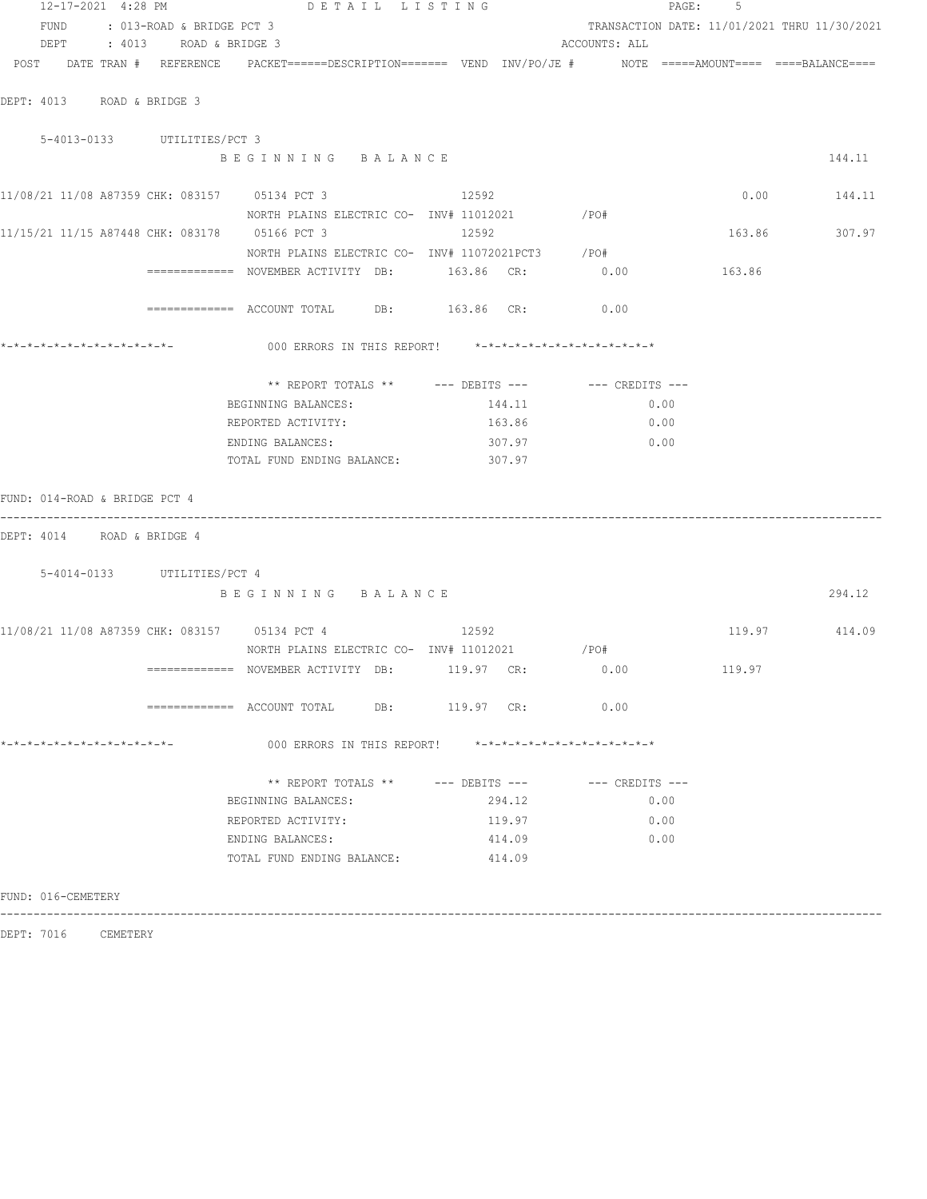FUND : 013-ROAD & BRIDGE PCT 3 TRANSACTION DATE: 11/01/2021 THRU 11/30/2021
DEPT : 4013 ROAD & BRIDGE 3 ACCOUNTS: ALL

POST DATE TRAN # REFERENCE PACKET======DESCRIPTION======= VEND INV/PO/JE # NOTE =====AMOUNT==== ====BALANCE====

DEPT: 4013 ROAD & BRIDGE 3

5-4013-0133 UTILITIES/PCT 3

B E G I N N I N G B A L A N C E 144.11

| POST | DATE TRAN # | REFERENCE | PACKET / DESCRIPTION | VEND | INV/PO/JE # | AMOUNT | BALANCE |
|---|---|---|---|---|---|---|---|
| 11/08/21 | 11/08 A87359 | CHK: 083157 | 05134 PCT 3 | 12592 | | 0.00 | 144.11 |
| | | | NORTH PLAINS ELECTRIC CO- | | INV# 11012021 /PO# | | |
| 11/15/21 | 11/15 A87448 | CHK: 083178 | 05166 PCT 3 | 12592 | | 163.86 | 307.97 |
| | | | NORTH PLAINS ELECTRIC CO- | | INV# 11072021PCT3 /PO# | | |

============= NOVEMBER ACTIVITY DB: 163.86 CR: 0.00 163.86

============= ACCOUNT TOTAL DB: 163.86 CR: 0.00

*-*-*-*-*-*-*-*-*-*-*-*-*- 000 ERRORS IN THIS REPORT! *-*-*-*-*-*-*-*-*-*-*-*-*-*

| ** REPORT TOTALS ** | --- DEBITS --- | --- CREDITS --- |
|---|---|---|
| BEGINNING BALANCES: | 144.11 | 0.00 |
| REPORTED ACTIVITY: | 163.86 | 0.00 |
| ENDING BALANCES: | 307.97 | 0.00 |
| TOTAL FUND ENDING BALANCE: | 307.97 | |

FUND: 014-ROAD & BRIDGE PCT 4

DEPT: 4014 ROAD & BRIDGE 4

5-4014-0133 UTILITIES/PCT 4

B E G I N N I N G B A L A N C E 294.12

| POST | DATE TRAN # | REFERENCE | PACKET / DESCRIPTION | VEND | INV/PO/JE # | AMOUNT | BALANCE |
|---|---|---|---|---|---|---|---|
| 11/08/21 | 11/08 A87359 | CHK: 083157 | 05134 PCT 4 | 12592 | | 119.97 | 414.09 |
| | | | NORTH PLAINS ELECTRIC CO- | | INV# 11012021 /PO# | | |

============= NOVEMBER ACTIVITY DB: 119.97 CR: 0.00 119.97

============= ACCOUNT TOTAL DB: 119.97 CR: 0.00

*-*-*-*-*-*-*-*-*-*-*-*-*- 000 ERRORS IN THIS REPORT! *-*-*-*-*-*-*-*-*-*-*-*-*-*

| ** REPORT TOTALS ** | --- DEBITS --- | --- CREDITS --- |
|---|---|---|
| BEGINNING BALANCES: | 294.12 | 0.00 |
| REPORTED ACTIVITY: | 119.97 | 0.00 |
| ENDING BALANCES: | 414.09 | 0.00 |
| TOTAL FUND ENDING BALANCE: | 414.09 | |

FUND: 016-CEMETERY

DEPT: 7016 CEMETERY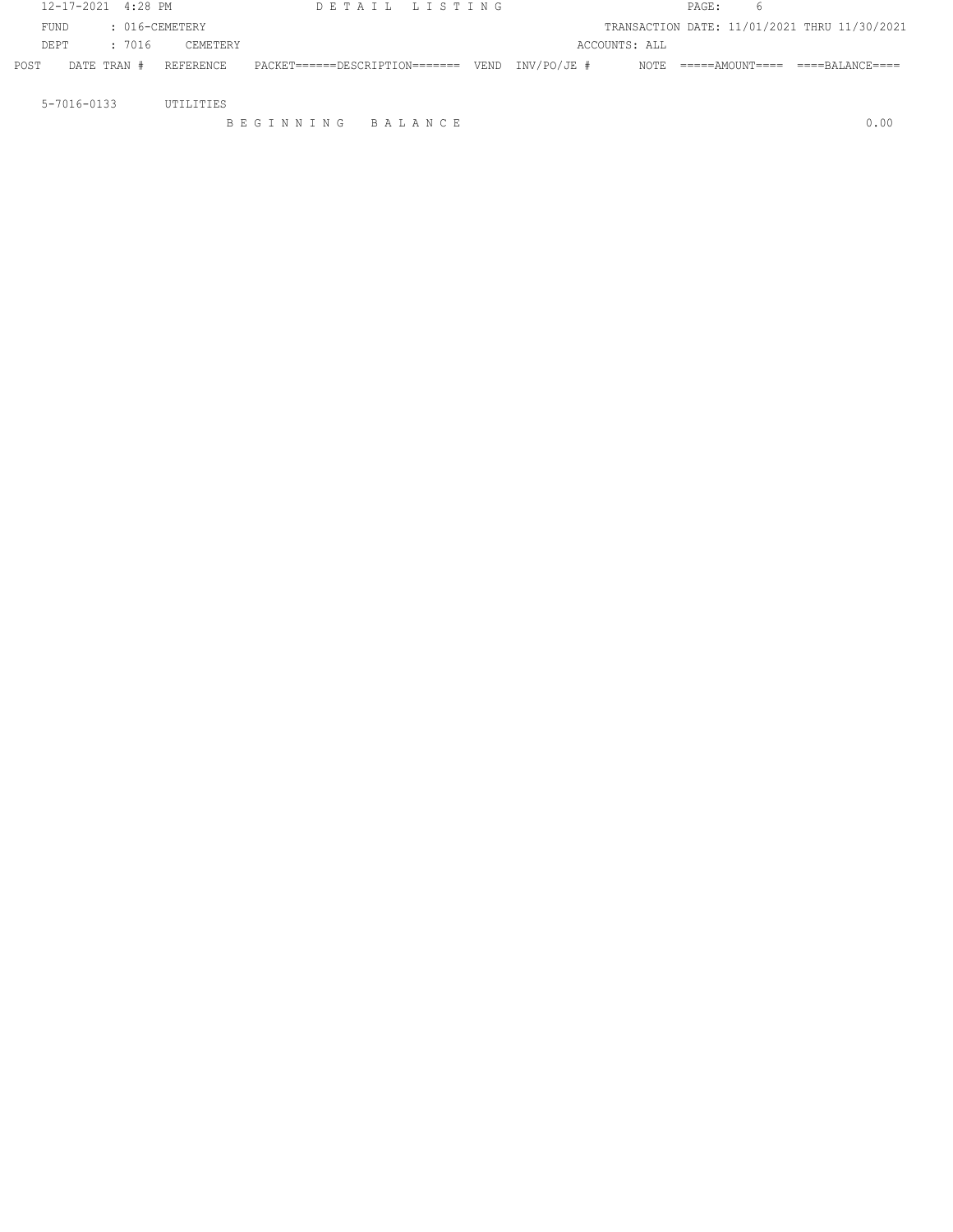DETAIL LISTING

FUND : 016-CEMETERY

DEPT : 7016 CEMETERY

TRANSACTION DATE: 11/01/2021 THRU 11/30/2021

ACCOUNTS: ALL

| POST | DATE TRAN # | REFERENCE | PACKET======DESCRIPTION======= | VEND | INV/PO/JE # | NOTE | =====AMOUNT==== | ====BALANCE==== |
|---|---|---|---|---|---|---|---|---|
| 5-7016-0133 | | UTILITIES | | | | | | |
| | | | BEGINNING BALANCE | | | | | 0.00 |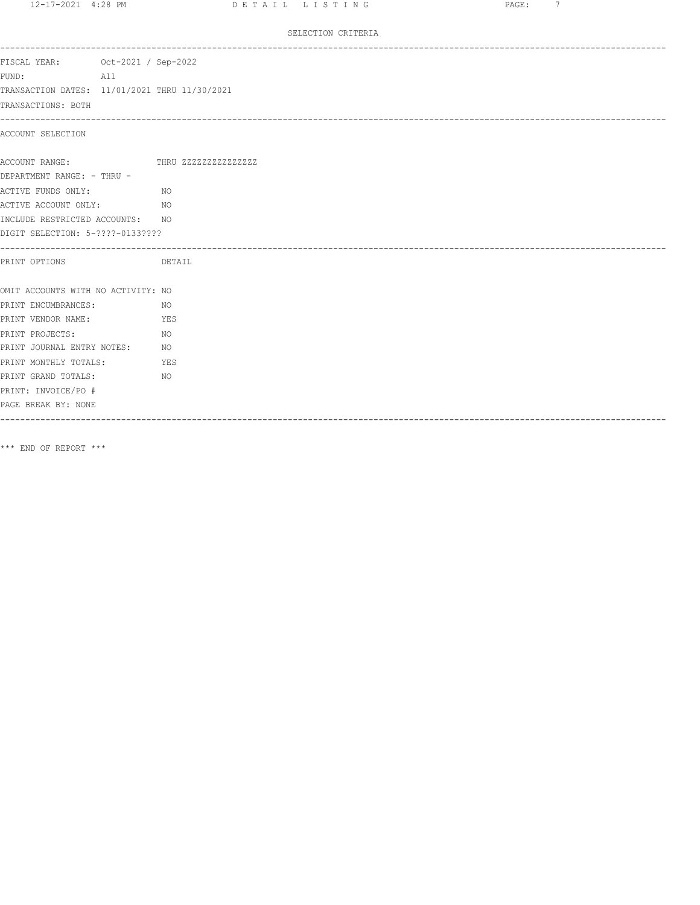SELECTION CRITERIA

---

FISCAL YEAR: Oct-2021 / Sep-2022
FUND: All
TRANSACTION DATES: 11/01/2021 THRU 11/30/2021
TRANSACTIONS: BOTH

---

ACCOUNT SELECTION

ACCOUNT RANGE: THRU ZZZZZZZZZZZZZZZ
DEPARTMENT RANGE: - THRU -
ACTIVE FUNDS ONLY: NO
ACTIVE ACCOUNT ONLY: NO
INCLUDE RESTRICTED ACCOUNTS: NO
DIGIT SELECTION: 5-????-0133????

---

PRINT OPTIONS DETAIL

OMIT ACCOUNTS WITH NO ACTIVITY: NO
PRINT ENCUMBRANCES: NO
PRINT VENDOR NAME: YES
PRINT PROJECTS: NO
PRINT JOURNAL ENTRY NOTES: NO
PRINT MONTHLY TOTALS: YES
PRINT GRAND TOTALS: NO
PRINT: INVOICE/PO #
PAGE BREAK BY: NONE

---

*** END OF REPORT ***